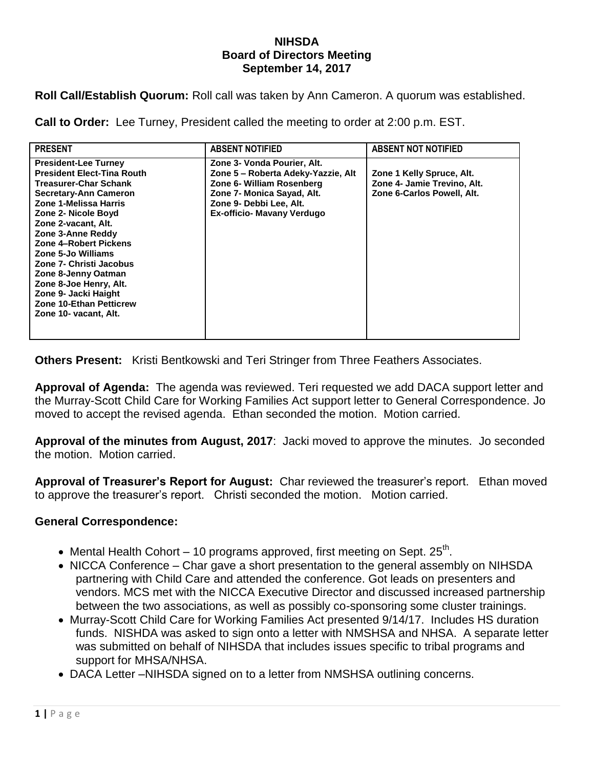# NIHSDA
## Board of Directors Meeting
## September 14, 2017

**Roll Call/Establish Quorum:** Roll call was taken by Ann Cameron. A quorum was established.

**Call to Order:** Lee Turney, President called the meeting to order at 2:00 p.m. EST.

| PRESENT | ABSENT NOTIFIED | ABSENT NOT NOTIFIED |
|---|---|---|
| President-Lee Turney<br>President Elect-Tina Routh<br>Treasurer-Char Schank<br>Secretary-Ann Cameron<br>Zone 1-Melissa Harris<br>Zone 2- Nicole Boyd<br>Zone 2-vacant, Alt.<br>Zone 3-Anne Reddy<br>Zone 4–Robert Pickens<br>Zone 5-Jo Williams<br>Zone 7- Christi Jacobus<br>Zone 8-Jenny Oatman<br>Zone 8-Joe Henry, Alt.<br>Zone 9- Jacki Haight<br>Zone 10-Ethan Petticrew<br>Zone 10- vacant, Alt. | Zone 3- Vonda Pourier, Alt.<br>Zone 5 – Roberta Adeky-Yazzie, Alt<br>Zone 6- William Rosenberg<br>Zone 7- Monica Sayad, Alt.<br>Zone 9- Debbi Lee, Alt.<br>Ex-officio- Mavany Verdugo | Zone 1 Kelly Spruce, Alt.<br>Zone 4- Jamie Trevino, Alt.<br>Zone 6-Carlos Powell, Alt. |

**Others Present:** Kristi Bentkowski and Teri Stringer from Three Feathers Associates.

**Approval of Agenda:** The agenda was reviewed. Teri requested we add DACA support letter and the Murray-Scott Child Care for Working Families Act support letter to General Correspondence. Jo moved to accept the revised agenda. Ethan seconded the motion. Motion carried.

**Approval of the minutes from August, 2017**: Jacki moved to approve the minutes. Jo seconded the motion. Motion carried.

**Approval of Treasurer's Report for August:** Char reviewed the treasurer's report. Ethan moved to approve the treasurer's report. Christi seconded the motion. Motion carried.

## General Correspondence:

- Mental Health Cohort – 10 programs approved, first meeting on Sept. 25th.
- NICCA Conference – Char gave a short presentation to the general assembly on NIHSDA partnering with Child Care and attended the conference. Got leads on presenters and vendors. MCS met with the NICCA Executive Director and discussed increased partnership between the two associations, as well as possibly co-sponsoring some cluster trainings.
- Murray-Scott Child Care for Working Families Act presented 9/14/17. Includes HS duration funds. NISHDA was asked to sign onto a letter with NMSHSA and NHSA. A separate letter was submitted on behalf of NIHSDA that includes issues specific to tribal programs and support for MHSA/NHSA.
- DACA Letter –NIHSDA signed on to a letter from NMSHSA outlining concerns.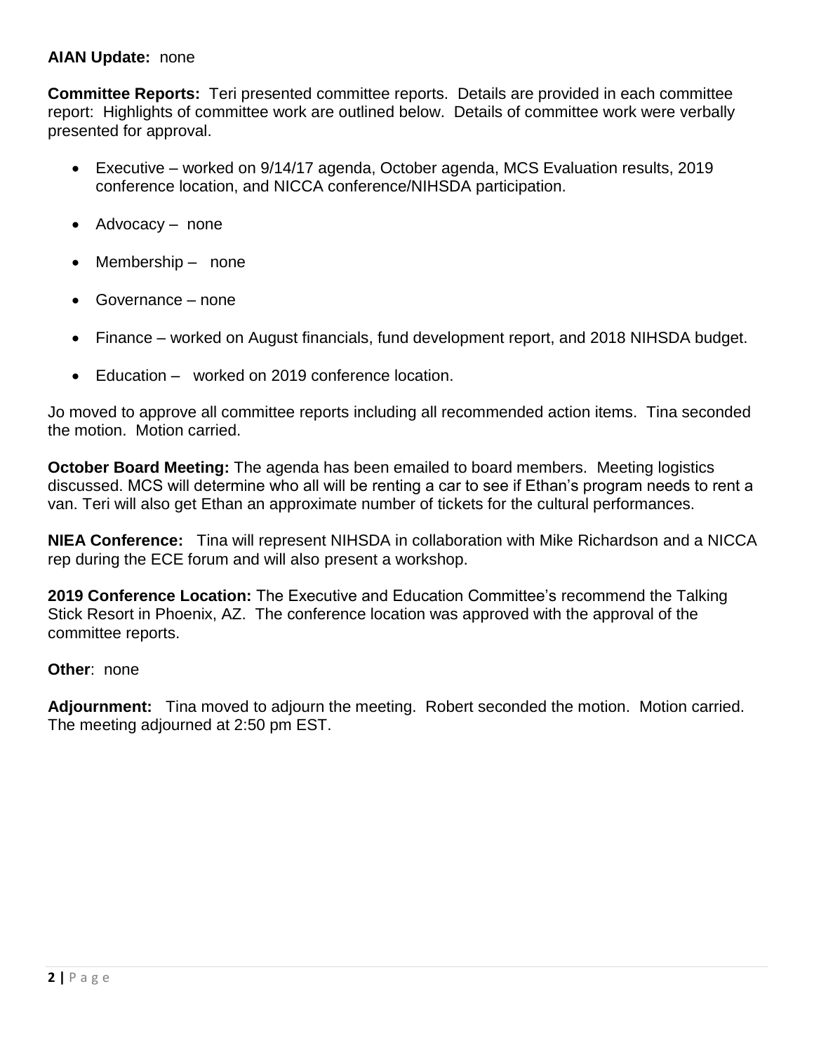**AIAN Update:** none

**Committee Reports:** Teri presented committee reports. Details are provided in each committee report: Highlights of committee work are outlined below. Details of committee work were verbally presented for approval.

- Executive – worked on 9/14/17 agenda, October agenda, MCS Evaluation results, 2019 conference location, and NICCA conference/NIHSDA participation.
- Advocacy – none
- Membership – none
- Governance – none
- Finance – worked on August financials, fund development report, and 2018 NIHSDA budget.
- Education – worked on 2019 conference location.

Jo moved to approve all committee reports including all recommended action items. Tina seconded the motion. Motion carried.

**October Board Meeting:** The agenda has been emailed to board members. Meeting logistics discussed. MCS will determine who all will be renting a car to see if Ethan's program needs to rent a van. Teri will also get Ethan an approximate number of tickets for the cultural performances.

**NIEA Conference:** Tina will represent NIHSDA in collaboration with Mike Richardson and a NICCA rep during the ECE forum and will also present a workshop.

**2019 Conference Location:** The Executive and Education Committee's recommend the Talking Stick Resort in Phoenix, AZ. The conference location was approved with the approval of the committee reports.

**Other**: none

**Adjournment:** Tina moved to adjourn the meeting. Robert seconded the motion. Motion carried. The meeting adjourned at 2:50 pm EST.